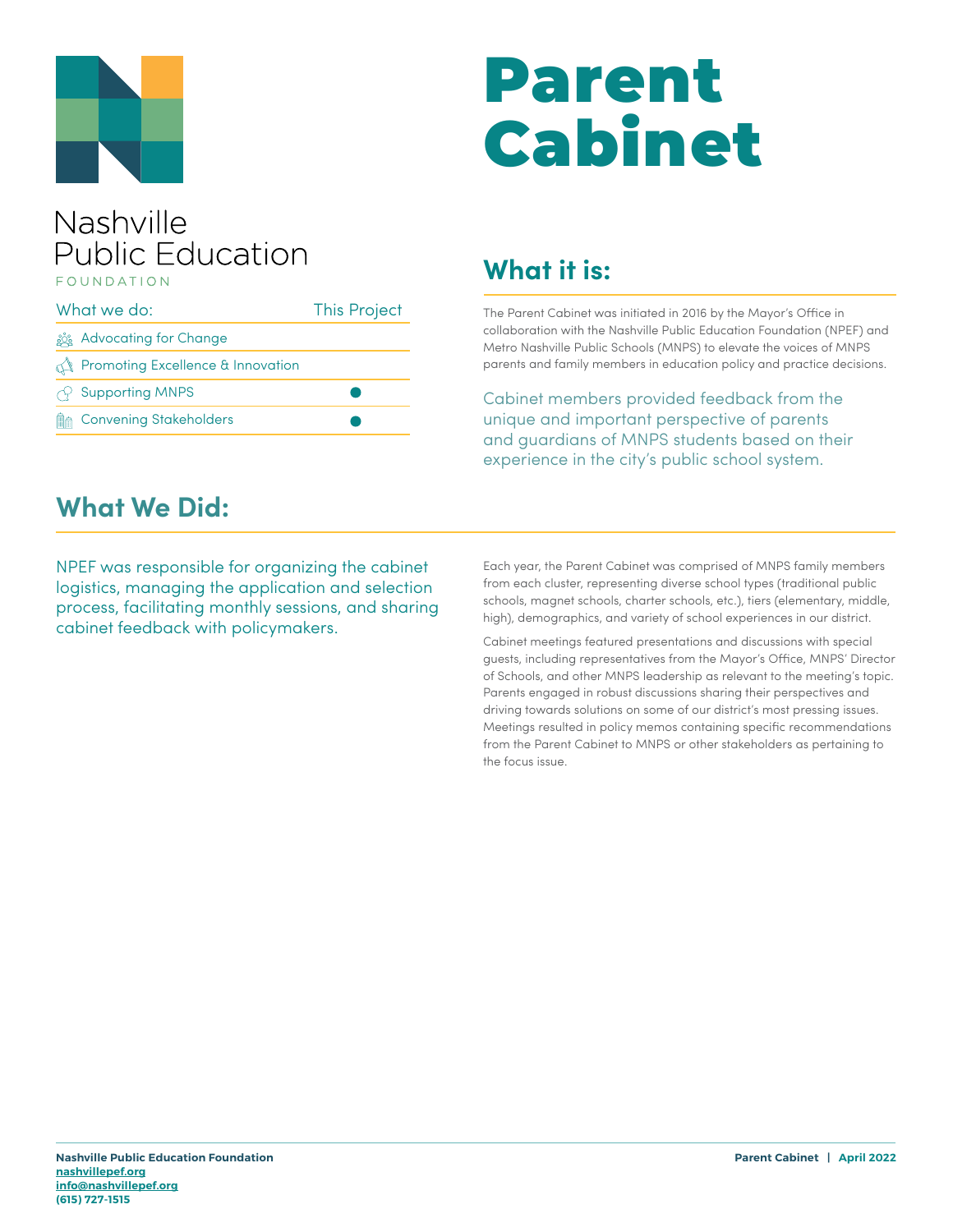# Parent Cabinet

Nashville Public Education FOUNDATION

| What we do: | This Project |
|---|---|
| Advocating for Change | |
| Promoting Excellence & Innovation | |
| Supporting MNPS | ● |
| Convening Stakeholders | ● |

## What it is:

The Parent Cabinet was initiated in 2016 by the Mayor's Office in collaboration with the Nashville Public Education Foundation (NPEF) and Metro Nashville Public Schools (MNPS) to elevate the voices of MNPS parents and family members in education policy and practice decisions.

Cabinet members provided feedback from the unique and important perspective of parents and guardians of MNPS students based on their experience in the city's public school system.

## What We Did:

NPEF was responsible for organizing the cabinet logistics, managing the application and selection process, facilitating monthly sessions, and sharing cabinet feedback with policymakers.

Each year, the Parent Cabinet was comprised of MNPS family members from each cluster, representing diverse school types (traditional public schools, magnet schools, charter schools, etc.), tiers (elementary, middle, high), demographics, and variety of school experiences in our district.

Cabinet meetings featured presentations and discussions with special guests, including representatives from the Mayor's Office, MNPS' Director of Schools, and other MNPS leadership as relevant to the meeting's topic. Parents engaged in robust discussions sharing their perspectives and driving towards solutions on some of our district's most pressing issues. Meetings resulted in policy memos containing specific recommendations from the Parent Cabinet to MNPS or other stakeholders as pertaining to the focus issue.

**Nashville Public Education Foundation**
nashvillepef.org
info@nashvillepef.org
(615) 727-1515

**Parent Cabinet | April 2022**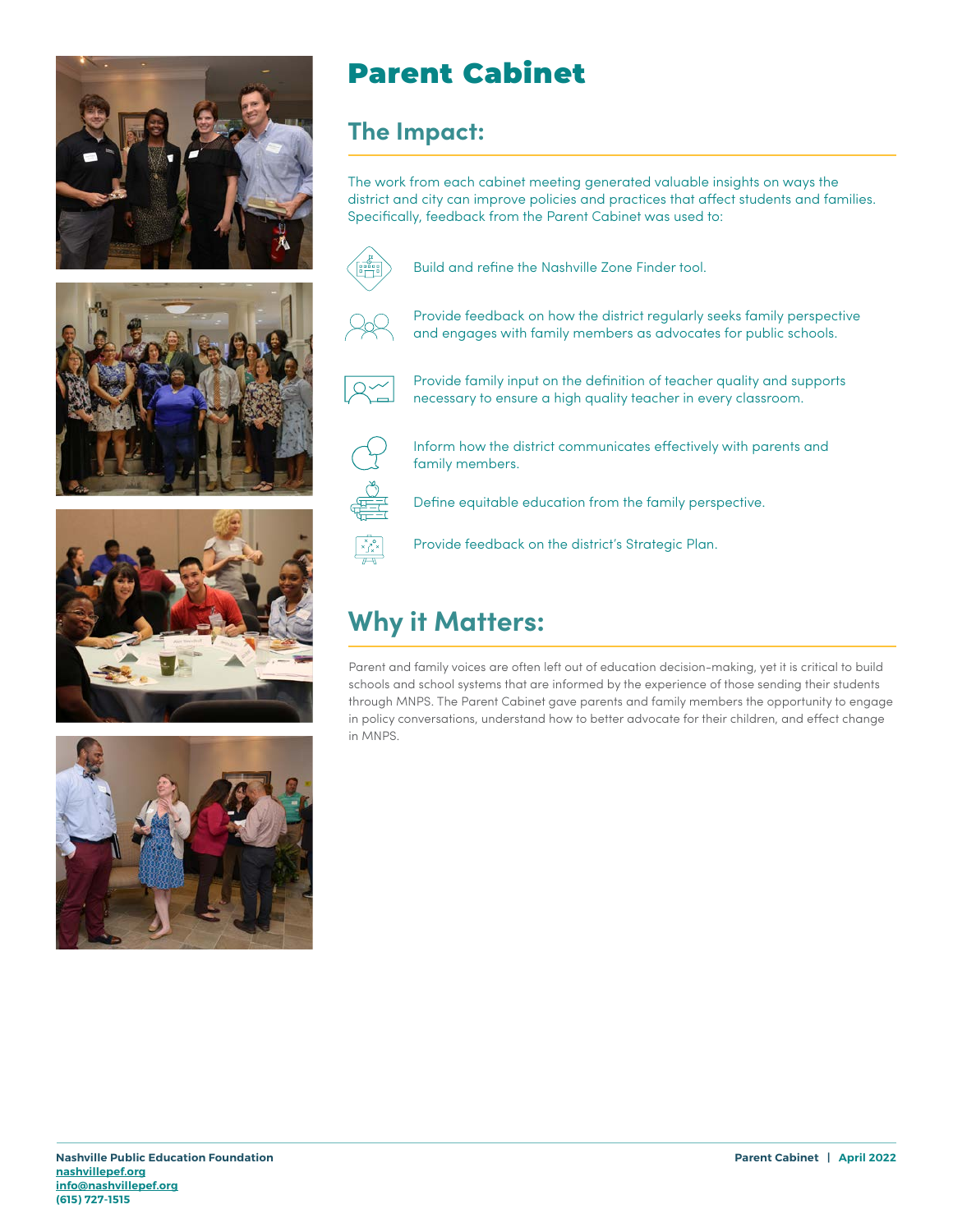# Parent Cabinet

## The Impact:

The work from each cabinet meeting generated valuable insights on ways the district and city can improve policies and practices that affect students and families. Specifically, feedback from the Parent Cabinet was used to:

- Build and refine the Nashville Zone Finder tool.
- Provide feedback on how the district regularly seeks family perspective and engages with family members as advocates for public schools.
- Provide family input on the definition of teacher quality and supports necessary to ensure a high quality teacher in every classroom.
- Inform how the district communicates effectively with parents and family members.
- Define equitable education from the family perspective.
- Provide feedback on the district's Strategic Plan.

## Why it Matters:

Parent and family voices are often left out of education decision-making, yet it is critical to build schools and school systems that are informed by the experience of those sending their students through MNPS. The Parent Cabinet gave parents and family members the opportunity to engage in policy conversations, understand how to better advocate for their children, and effect change in MNPS.

**Nashville Public Education Foundation**
**nashvillepef.org**
**info@nashvillepef.org**
**(615) 727-1515**

**Parent Cabinet | April 2022**